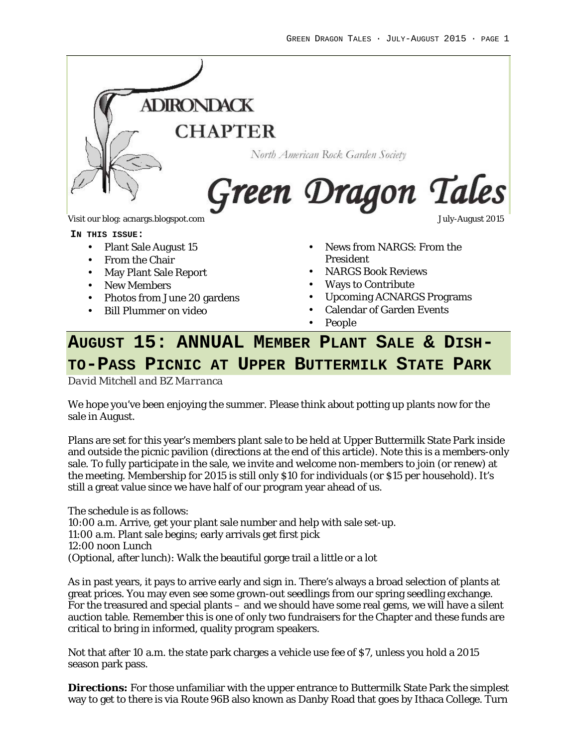# ADIRONDACK CHAPTER

North American Rock Garden Society

# Green Dragon Tales

Visit our blog: acnargs.blogspot.com

July-August 2015

**IN THIS ISSUE:**

- Plant Sale August 15
- From the Chair
- May Plant Sale Report
- New Members
- Photos from June 20 gardens
- Bill Plummer on video
- News from NARGS: From the President
- NARGS Book Reviews
- Ways to Contribute
- Upcoming ACNARGS Programs
- Calendar of Garden Events
- People

## AUGUST 15: ANNUAL MEMBER PLANT SALE & DISH-TO-PASS PICNIC AT UPPER BUTTERMILK STATE PARK

*David Mitchell and BZ Marranca*

We hope you've been enjoying the summer. Please think about potting up plants now for the sale in August.

Plans are set for this year's members plant sale to be held at Upper Buttermilk State Park inside and outside the picnic pavilion (directions at the end of this article). Note this is a members-only sale. To fully participate in the sale, we invite and welcome non-members to join (or renew) at the meeting. Membership for 2015 is still only $10 for individuals (or $15 per household). It's still a great value since we have half of our program year ahead of us.

The schedule is as follows:
10:00 a.m. Arrive, get your plant sale number and help with sale set-up.
11:00 a.m. Plant sale begins; early arrivals get first pick
12:00 noon Lunch
(Optional, after lunch): Walk the beautiful gorge trail a little or a lot

As in past years, it pays to arrive early and sign in. There's always a broad selection of plants at great prices. You may even see some grown-out seedlings from our spring seedling exchange. For the treasured and special plants – and we should have some real gems, we will have a silent auction table. Remember this is one of only two fundraisers for the Chapter and these funds are critical to bring in informed, quality program speakers.

Not that after 10 a.m. the state park charges a vehicle use fee of $7, unless you hold a 2015 season park pass.

**Directions:** For those unfamiliar with the upper entrance to Buttermilk State Park the simplest way to get to there is via Route 96B also known as Danby Road that goes by Ithaca College. Turn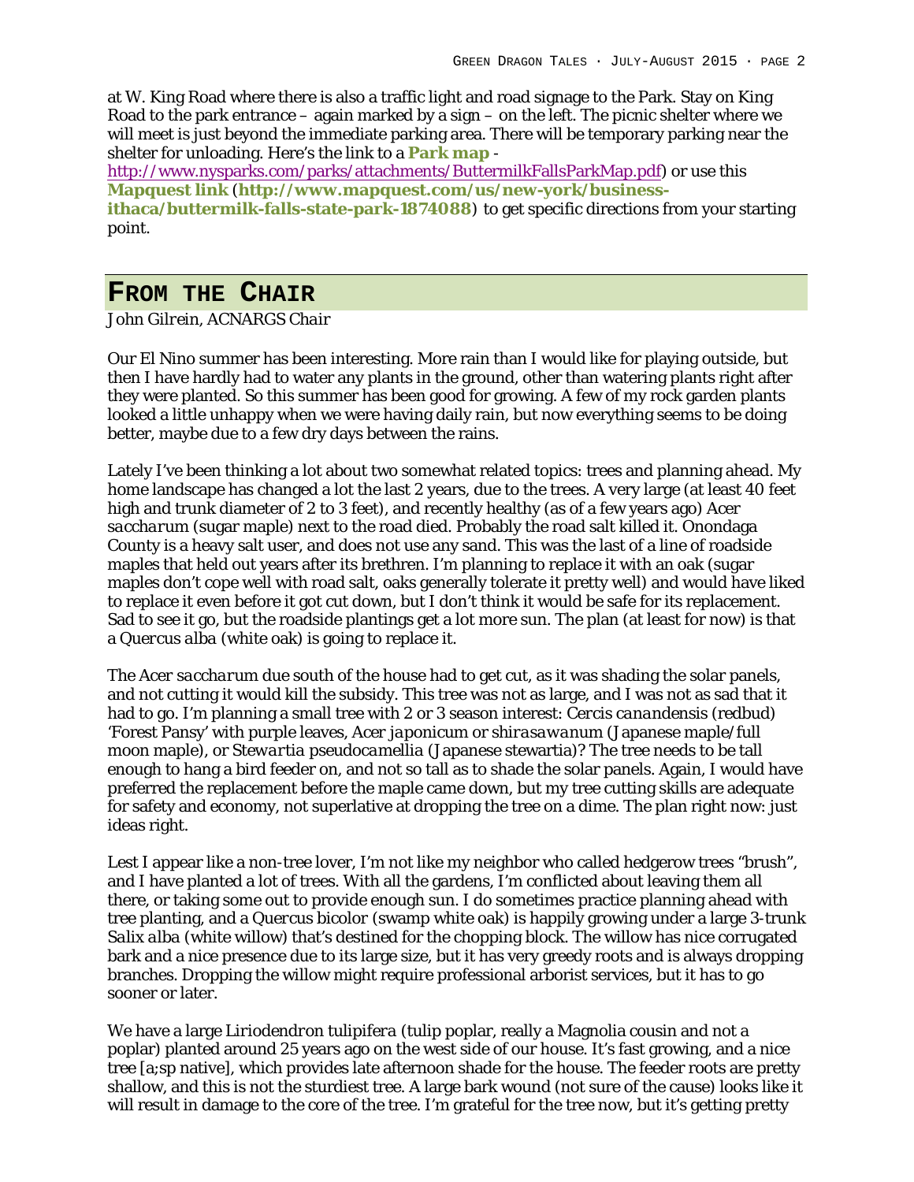at W. King Road where there is also a traffic light and road signage to the Park. Stay on King Road to the park entrance – again marked by a sign – on the left. The picnic shelter where we will meet is just beyond the immediate parking area. There will be temporary parking near the shelter for unloading. Here's the link to a **Park map** - http://www.nysparks.com/parks/attachments/ButtermilkFallsParkMap.pdf) or use this **Mapquest link** (**http://www.mapquest.com/us/new-york/business-ithaca/buttermilk-falls-state-park-1874088**) to get specific directions from your starting point.

## From the Chair

*John Gilrein, ACNARGS Chair*

Our El Nino summer has been interesting. More rain than I would like for playing outside, but then I have hardly had to water any plants in the ground, other than watering plants right after they were planted. So this summer has been good for growing. A few of my rock garden plants looked a little unhappy when we were having daily rain, but now everything seems to be doing better, maybe due to a few dry days between the rains.

Lately I've been thinking a lot about two somewhat related topics: trees and planning ahead. My home landscape has changed a lot the last 2 years, due to the trees. A very large (at least 40 feet high and trunk diameter of 2 to 3 feet), and recently healthy (as of a few years ago) *Acer saccharum* (sugar maple) next to the road died. Probably the road salt killed it. Onondaga County is a heavy salt user, and does not use any sand. This was the last of a line of roadside maples that held out years after its brethren. I'm planning to replace it with an oak (sugar maples don't cope well with road salt, oaks generally tolerate it pretty well) and would have liked to replace it even before it got cut down, but I don't think it would be safe for its replacement. Sad to see it go, but the roadside plantings get a lot more sun. The plan (at least for now) is that a *Quercus alba* (white oak) is going to replace it.

The *Acer saccharum* due south of the house had to get cut, as it was shading the solar panels, and not cutting it would kill the subsidy. This tree was not as large, and I was not as sad that it had to go. I'm planning a small tree with 2 or 3 season interest: *Cercis canandensis* (redbud) 'Forest Pansy' with purple leaves, *Acer japonicum* or *shirasawanum* (Japanese maple/full moon maple), or *Stewartia pseudocamellia* (Japanese stewartia)? The tree needs to be tall enough to hang a bird feeder on, and not so tall as to shade the solar panels. Again, I would have preferred the replacement before the maple came down, but my tree cutting skills are adequate for safety and economy, not superlative at dropping the tree on a dime. The plan right now: just ideas right.

Lest I appear like a non-tree lover, I'm not like my neighbor who called hedgerow trees "brush", and I have planted a lot of trees. With all the gardens, I'm conflicted about leaving them all there, or taking some out to provide enough sun. I do sometimes practice planning ahead with tree planting, and a Quercus bicolor (swamp white oak) is happily growing under a large 3-trunk *Salix alba* (white willow) that's destined for the chopping block. The willow has nice corrugated bark and a nice presence due to its large size, but it has very greedy roots and is always dropping branches. Dropping the willow might require professional arborist services, but it has to go sooner or later.

We have a large *Liriodendron tulipifera* (tulip poplar, really a Magnolia cousin and not a poplar) planted around 25 years ago on the west side of our house. It's fast growing, and a nice tree [a;sp native], which provides late afternoon shade for the house. The feeder roots are pretty shallow, and this is not the sturdiest tree. A large bark wound (not sure of the cause) looks like it will result in damage to the core of the tree. I'm grateful for the tree now, but it's getting pretty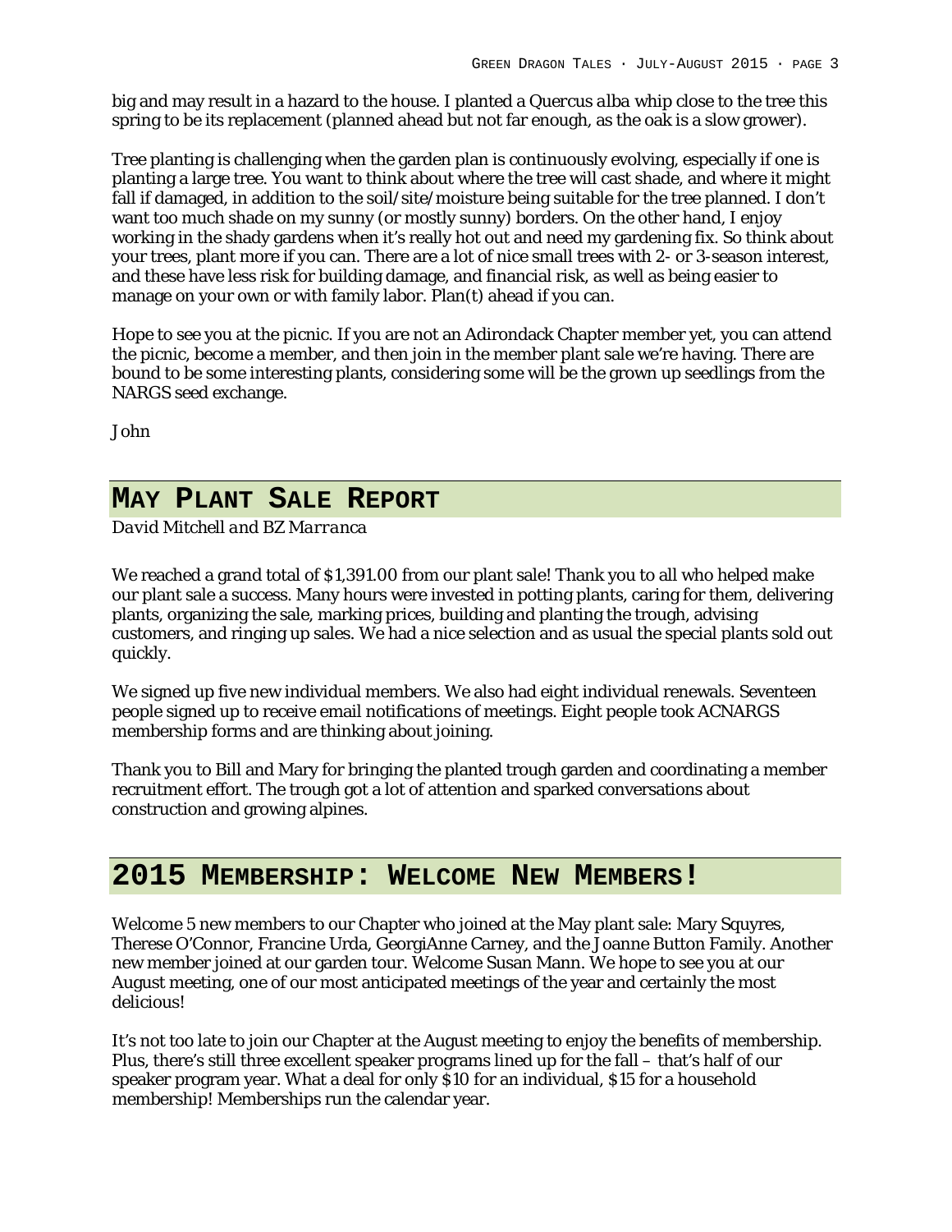big and may result in a hazard to the house. I planted a *Quercus alba* whip close to the tree this spring to be its replacement (planned ahead but not far enough, as the oak is a slow grower).

Tree planting is challenging when the garden plan is continuously evolving, especially if one is planting a large tree. You want to think about where the tree will cast shade, and where it might fall if damaged, in addition to the soil/site/moisture being suitable for the tree planned. I don't want too much shade on my sunny (or mostly sunny) borders. On the other hand, I enjoy working in the shady gardens when it's really hot out and need my gardening fix. So think about your trees, plant more if you can. There are a lot of nice small trees with 2- or 3-season interest, and these have less risk for building damage, and financial risk, as well as being easier to manage on your own or with family labor. Plan(t) ahead if you can.

Hope to see you at the picnic. If you are not an Adirondack Chapter member yet, you can attend the picnic, become a member, and then join in the member plant sale we're having. There are bound to be some interesting plants, considering some will be the grown up seedlings from the NARGS seed exchange.

John

## May Plant Sale Report

*David Mitchell and BZ Marranca*

We reached a grand total of $1,391.00 from our plant sale! Thank you to all who helped make our plant sale a success. Many hours were invested in potting plants, caring for them, delivering plants, organizing the sale, marking prices, building and planting the trough, advising customers, and ringing up sales. We had a nice selection and as usual the special plants sold out quickly.

We signed up five new individual members. We also had eight individual renewals. Seventeen people signed up to receive email notifications of meetings. Eight people took ACNARGS membership forms and are thinking about joining.

Thank you to Bill and Mary for bringing the planted trough garden and coordinating a member recruitment effort. The trough got a lot of attention and sparked conversations about construction and growing alpines.

## 2015 Membership: Welcome New Members!

Welcome 5 new members to our Chapter who joined at the May plant sale: Mary Squyres, Therese O'Connor, Francine Urda, GeorgiAnne Carney, and the Joanne Button Family. Another new member joined at our garden tour. Welcome Susan Mann. We hope to see you at our August meeting, one of our most anticipated meetings of the year and certainly the most delicious!

It's not too late to join our Chapter at the August meeting to enjoy the benefits of membership. Plus, there's still three excellent speaker programs lined up for the fall – that's half of our speaker program year. What a deal for only $10 for an individual, $15 for a household membership! Memberships run the calendar year.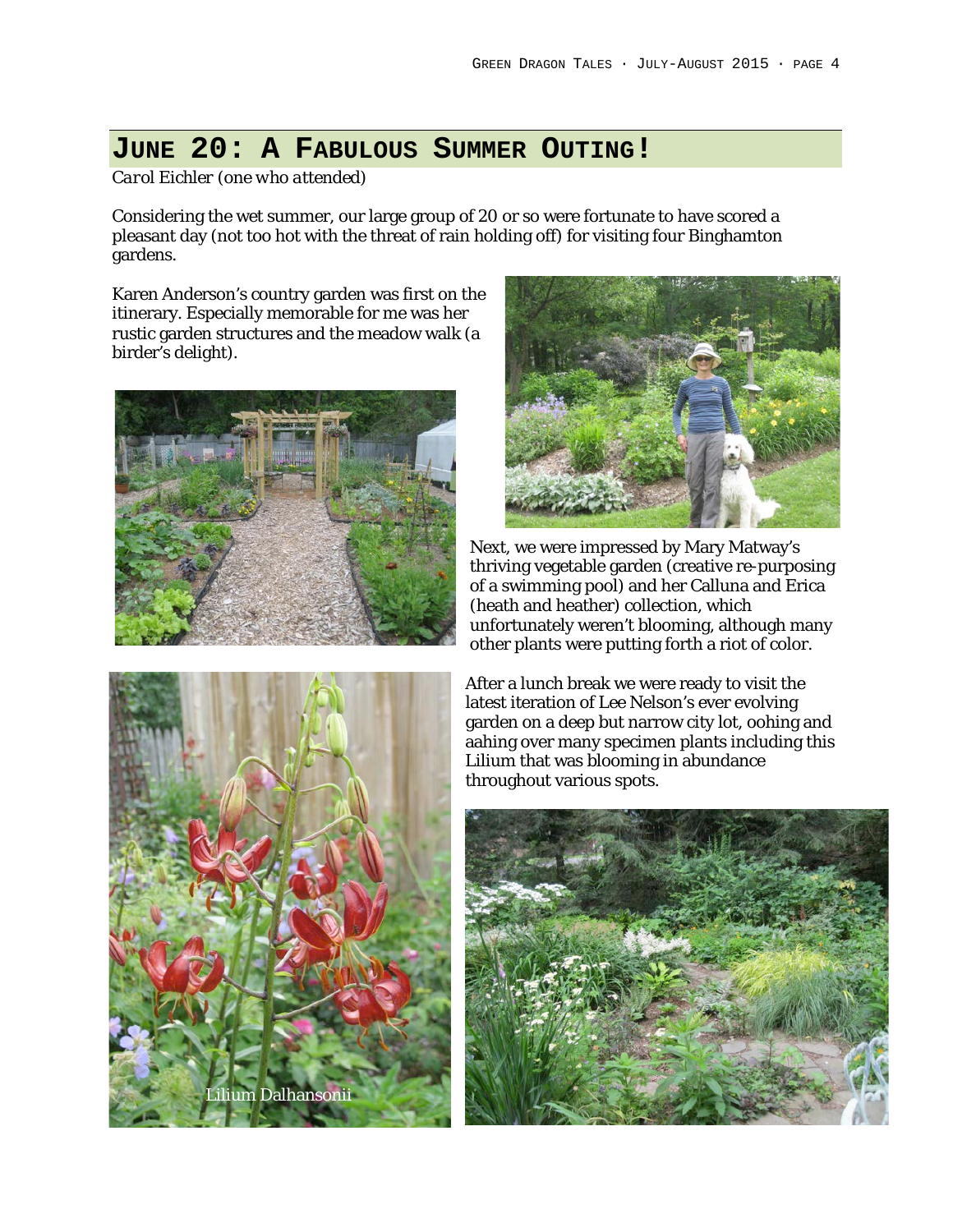## June 20: A Fabulous Summer Outing!

*Carol Eichler (one who attended)*

Considering the wet summer, our large group of 20 or so were fortunate to have scored a pleasant day (not too hot with the threat of rain holding off) for visiting four Binghamton gardens.

Karen Anderson's country garden was first on the itinerary. Especially memorable for me was her rustic garden structures and the meadow walk (a birder's delight).

Next, we were impressed by Mary Matway's thriving vegetable garden (creative re-purposing of a swimming pool) and her Calluna and Erica (heath and heather) collection, which unfortunately weren't blooming, although many other plants were putting forth a riot of color.

After a lunch break we were ready to visit the latest iteration of Lee Nelson's ever evolving garden on a deep but narrow city lot, oohing and aahing over many specimen plants including this Lilium that was blooming in abundance throughout various spots.

Lilium Dalhansonii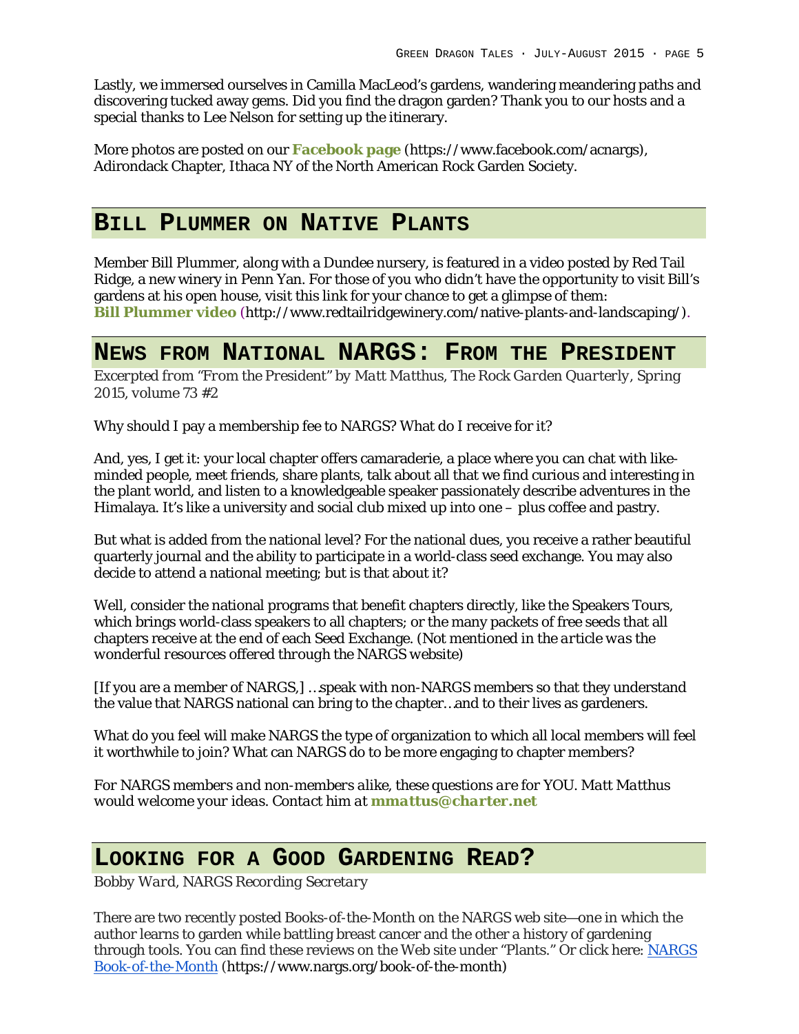Lastly, we immersed ourselves in Camilla MacLeod's gardens, wandering meandering paths and discovering tucked away gems. Did you find the dragon garden? Thank you to our hosts and a special thanks to Lee Nelson for setting up the itinerary.

More photos are posted on our **Facebook page** (https://www.facebook.com/acnargs), Adirondack Chapter, Ithaca NY of the North American Rock Garden Society.

## Bill Plummer on Native Plants

Member Bill Plummer, along with a Dundee nursery, is featured in a video posted by Red Tail Ridge, a new winery in Penn Yan. For those of you who didn't have the opportunity to visit Bill's gardens at his open house, visit this link for your chance to get a glimpse of them: **Bill Plummer video** (http://www.redtailridgewinery.com/native-plants-and-landscaping/).

## News from National NARGS: From the President

*Excerpted from "From the President" by Matt Matthus, The Rock Garden Quarterly, Spring 2015, volume 73 #2*

Why should I pay a membership fee to NARGS? What do I receive for it?

And, yes, I get it: your local chapter offers camaraderie, a place where you can chat with like-minded people, meet friends, share plants, talk about all that we find curious and interesting in the plant world, and listen to a knowledgeable speaker passionately describe adventures in the Himalaya. It's like a university and social club mixed up into one – plus coffee and pastry.

But what is added from the national level? For the national dues, you receive a rather beautiful quarterly journal and the ability to participate in a world-class seed exchange. You may also decide to attend a national meeting; but is that about it?

Well, consider the national programs that benefit chapters directly, like the Speakers Tours, which brings world-class speakers to all chapters; or the many packets of free seeds that all chapters receive at the end of each Seed Exchange. (*Not mentioned in the article was the wonderful resources offered through the NARGS website*)

[If you are a member of NARGS,] …speak with non-NARGS members so that they understand the value that NARGS national can bring to the chapter…and to their lives as gardeners.

What do you feel will make NARGS the type of organization to which all local members will feel it worthwhile to join? What can NARGS do to be more engaging to chapter members?

*For NARGS members and non-members alike, these questions are for YOU. Matt Matthus would welcome your ideas. Contact him at* **mmattus@charter.net**

## Looking for a Good Gardening Read?

*Bobby Ward, NARGS Recording Secretary*

There are two recently posted Books-of-the-Month on the NARGS web site—one in which the author learns to garden while battling breast cancer and the other a history of gardening through tools. You can find these reviews on the Web site under "Plants." Or click here: NARGS Book-of-the-Month (https://www.nargs.org/book-of-the-month)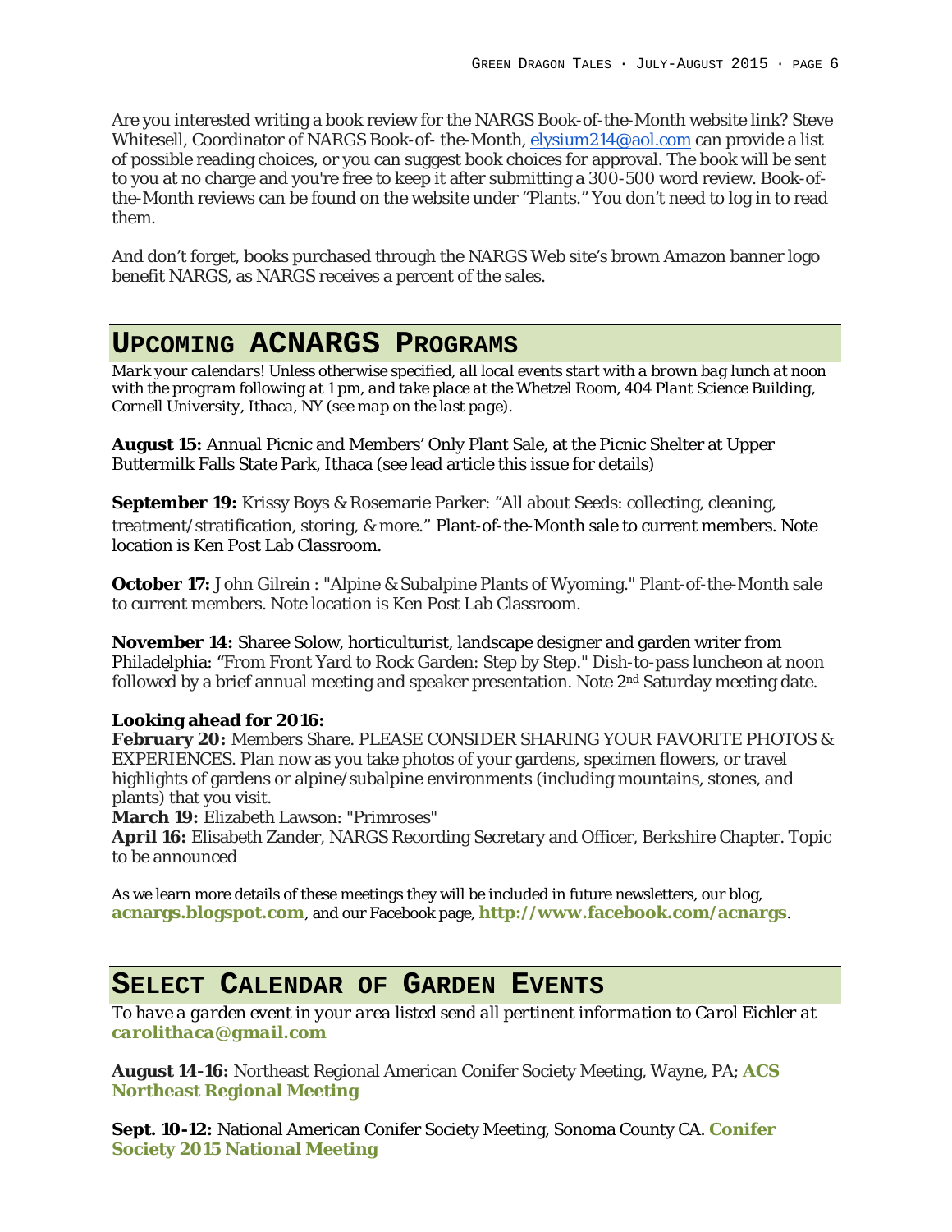Are you interested writing a book review for the NARGS Book-of-the-Month website link? Steve Whitesell, Coordinator of NARGS Book-of- the-Month, elysium214@aol.com can provide a list of possible reading choices, or you can suggest book choices for approval. The book will be sent to you at no charge and you're free to keep it after submitting a 300-500 word review. Book-of-the-Month reviews can be found on the website under "Plants." You don't need to log in to read them.

And don't forget, books purchased through the NARGS Web site's brown Amazon banner logo benefit NARGS, as NARGS receives a percent of the sales.

## Upcoming ACNARGS Programs

*Mark your calendars! Unless otherwise specified, all local events start with a brown bag lunch at noon with the program following at 1 pm, and take place at the Whetzel Room, 404 Plant Science Building, Cornell University, Ithaca, NY (see map on the last page).*

**August 15:** Annual Picnic and Members' Only Plant Sale, at the Picnic Shelter at Upper Buttermilk Falls State Park, Ithaca (see lead article this issue for details)

**September 19:** Krissy Boys & Rosemarie Parker: "All about Seeds: collecting, cleaning, treatment/stratification, storing, & more." Plant-of-the-Month sale to current members. Note location is Ken Post Lab Classroom.

**October 17:** John Gilrein : "Alpine & Subalpine Plants of Wyoming." Plant-of-the-Month sale to current members. Note location is Ken Post Lab Classroom.

**November 14:** Sharee Solow, horticulturist, landscape designer and garden writer from Philadelphia: "From Front Yard to Rock Garden: Step by Step." Dish-to-pass luncheon at noon followed by a brief annual meeting and speaker presentation. Note 2nd Saturday meeting date.

**Looking ahead for 2016:**
**February 20:** Members Share. PLEASE CONSIDER SHARING YOUR FAVORITE PHOTOS & EXPERIENCES. Plan now as you take photos of your gardens, specimen flowers, or travel highlights of gardens or alpine/subalpine environments (including mountains, stones, and plants) that you visit.
**March 19:** Elizabeth Lawson: "Primroses"
**April 16:** Elisabeth Zander, NARGS Recording Secretary and Officer, Berkshire Chapter. Topic to be announced

As we learn more details of these meetings they will be included in future newsletters, our blog, **acnargs.blogspot.com**, and our Facebook page, **http://www.facebook.com/acnargs**.

## Select Calendar of Garden Events

*To have a garden event in your area listed send all pertinent information to Carol Eichler at* ***carolithaca@gmail.com***

**August 14-16:** Northeast Regional American Conifer Society Meeting, Wayne, PA; **ACS Northeast Regional Meeting**

**Sept. 10-12:** National American Conifer Society Meeting, Sonoma County CA. **Conifer Society 2015 National Meeting**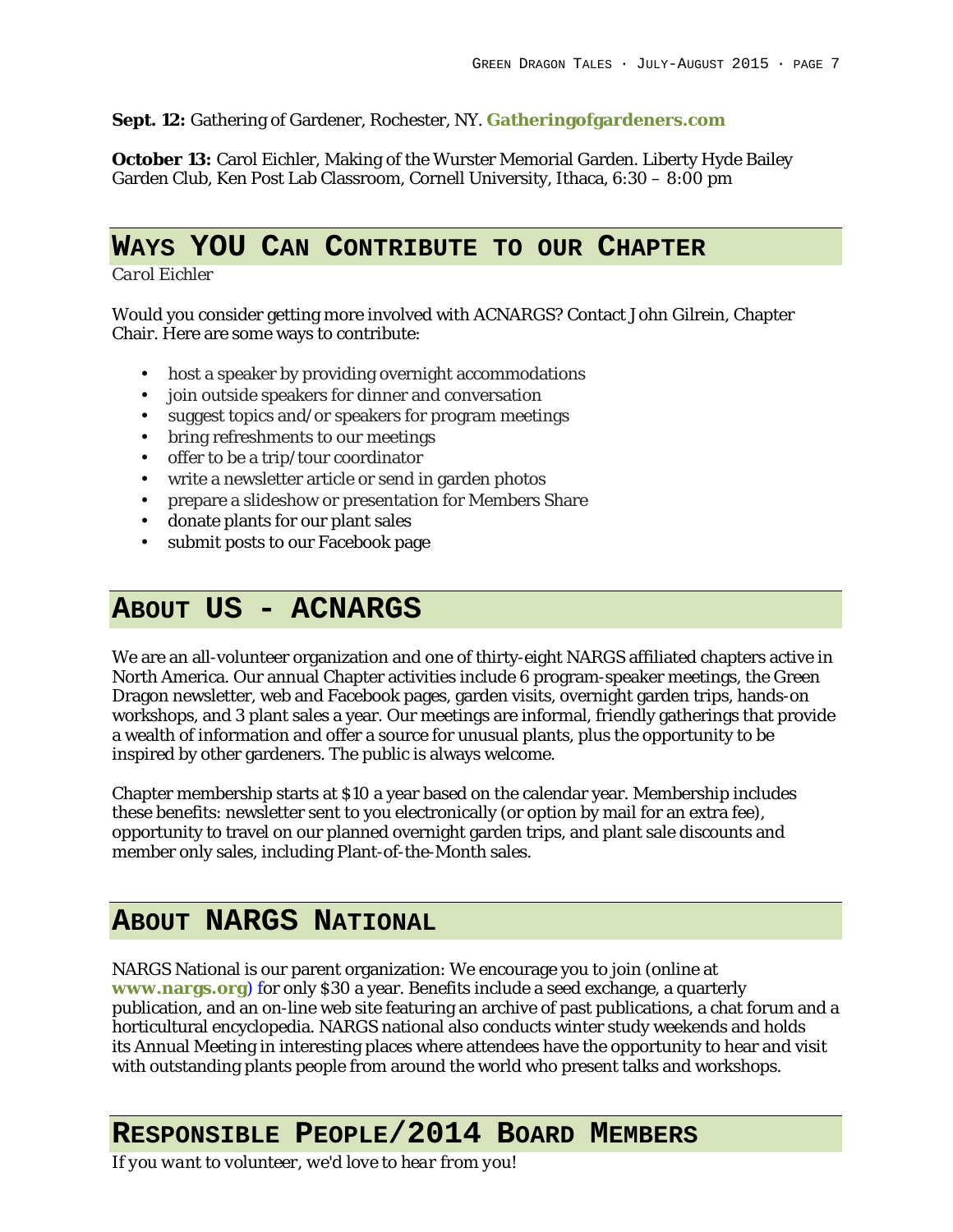**Sept. 12:** Gathering of Gardener, Rochester, NY. **Gatheringofgardeners.com**

**October 13:** Carol Eichler, Making of the Wurster Memorial Garden. Liberty Hyde Bailey Garden Club, Ken Post Lab Classroom, Cornell University, Ithaca, 6:30 – 8:00 pm

## WAYS YOU CAN CONTRIBUTE TO OUR CHAPTER

*Carol Eichler*

Would you consider getting more involved with ACNARGS? Contact John Gilrein, Chapter Chair. Here are some ways to contribute:

- host a speaker by providing overnight accommodations
- join outside speakers for dinner and conversation
- suggest topics and/or speakers for program meetings
- bring refreshments to our meetings
- offer to be a trip/tour coordinator
- write a newsletter article or send in garden photos
- prepare a slideshow or presentation for Members Share
- donate plants for our plant sales
- submit posts to our Facebook page

## ABOUT US - ACNARGS

We are an all-volunteer organization and one of thirty-eight NARGS affiliated chapters active in North America. Our annual Chapter activities include 6 program-speaker meetings, the Green Dragon newsletter, web and Facebook pages, garden visits, overnight garden trips, hands-on workshops, and 3 plant sales a year. Our meetings are informal, friendly gatherings that provide a wealth of information and offer a source for unusual plants, plus the opportunity to be inspired by other gardeners. The public is always welcome.

Chapter membership starts at $10 a year based on the calendar year. Membership includes these benefits: newsletter sent to you electronically (or option by mail for an extra fee), opportunity to travel on our planned overnight garden trips, and plant sale discounts and member only sales, including Plant-of-the-Month sales.

## ABOUT NARGS NATIONAL

NARGS National is our parent organization: We encourage you to join (online at **www.nargs.org**) for only $30 a year. Benefits include a seed exchange, a quarterly publication, and an on-line web site featuring an archive of past publications, a chat forum and a horticultural encyclopedia. NARGS national also conducts winter study weekends and holds its Annual Meeting in interesting places where attendees have the opportunity to hear and visit with outstanding plants people from around the world who present talks and workshops.

## RESPONSIBLE PEOPLE/2014 BOARD MEMBERS

*If you want to volunteer, we'd love to hear from you!*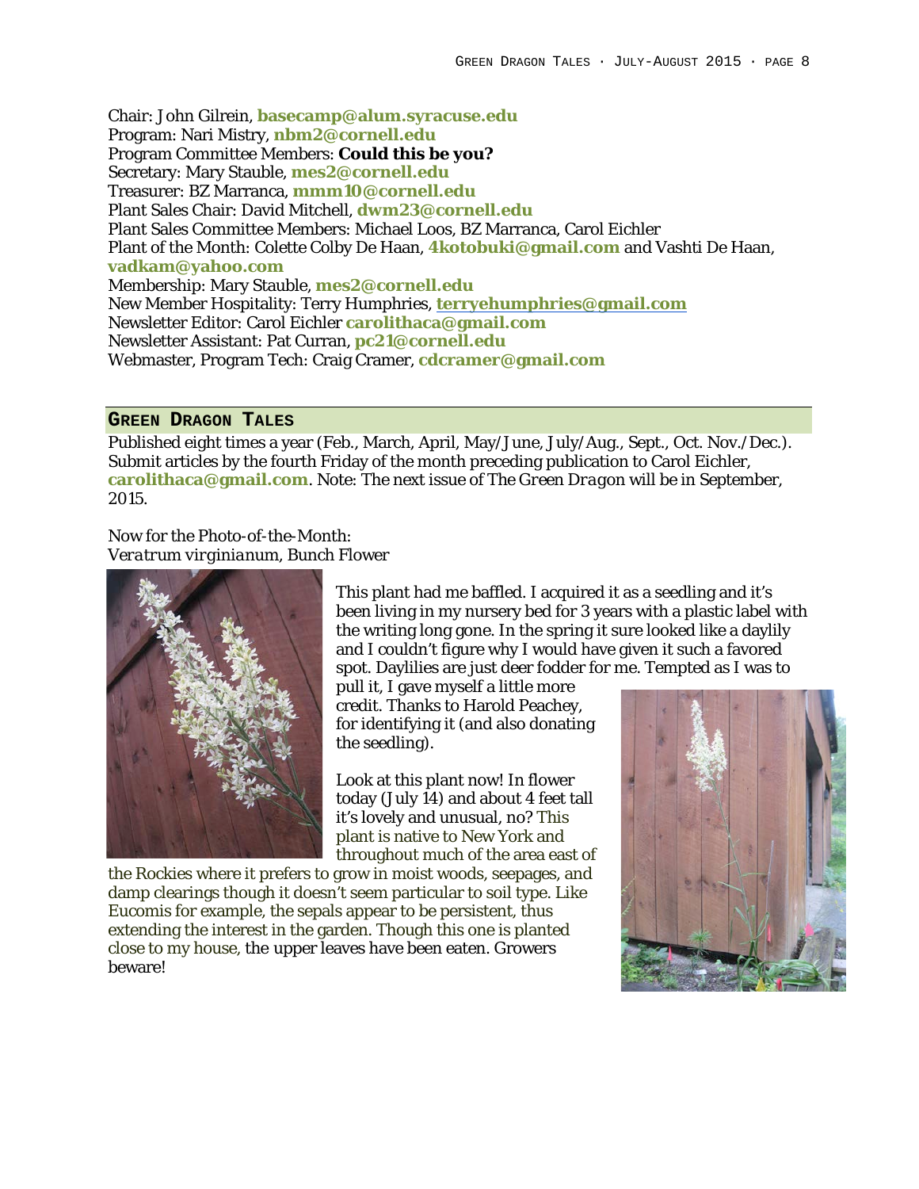Chair: John Gilrein, **basecamp@alum.syracuse.edu**
Program: Nari Mistry, **nbm2@cornell.edu**
Program Committee Members: **Could this be you?**
Secretary: Mary Stauble, **mes2@cornell.edu**
Treasurer: BZ Marranca, **mmm10@cornell.edu**
Plant Sales Chair: David Mitchell, **dwm23@cornell.edu**
Plant Sales Committee Members: Michael Loos, BZ Marranca, Carol Eichler
Plant of the Month: Colette Colby De Haan, **4kotobuki@gmail.com** and Vashti De Haan, **vadkam@yahoo.com**
Membership: Mary Stauble, **mes2@cornell.edu**
New Member Hospitality: Terry Humphries, **terryehumphries@gmail.com**
Newsletter Editor: Carol Eichler **carolithaca@gmail.com**
Newsletter Assistant: Pat Curran, **pc21@cornell.edu**
Webmaster, Program Tech: Craig Cramer, **cdcramer@gmail.com**

## GREEN DRAGON TALES

Published eight times a year (Feb., March, April, May/June, July/Aug., Sept., Oct. Nov./Dec.). Submit articles by the fourth Friday of the month preceding publication to Carol Eichler, **carolithaca@gmail.com**. Note: The next issue of *The Green Dragon* will be in September, 2015.

Now for the Photo-of-the-Month:
*Veratrum virginianum*, Bunch Flower

This plant had me baffled. I acquired it as a seedling and it's been living in my nursery bed for 3 years with a plastic label with the writing long gone. In the spring it sure looked like a daylily and I couldn't figure why I would have given it such a favored spot. Daylilies are just deer fodder for me. Tempted as I was to pull it, I gave myself a little more credit. Thanks to Harold Peachey, for identifying it (and also donating the seedling).

Look at this plant now! In flower today (July 14) and about 4 feet tall it's lovely and unusual, no? This plant is native to New York and throughout much of the area east of the Rockies where it prefers to grow in moist woods, seepages, and damp clearings though it doesn't seem particular to soil type. Like Eucomis for example, the sepals appear to be persistent, thus extending the interest in the garden. Though this one is planted close to my house, the upper leaves have been eaten. Growers beware!